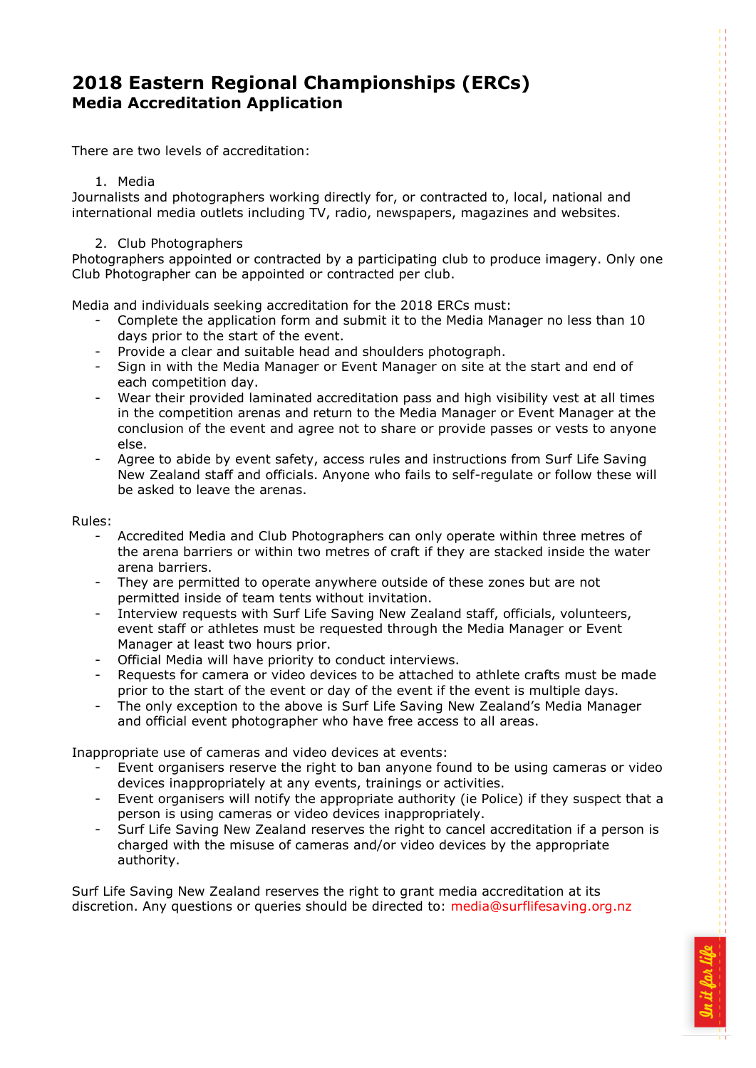# 2018 Eastern Regional Championships (ERCs)
## Media Accreditation Application

There are two levels of accreditation:

1. Media

Journalists and photographers working directly for, or contracted to, local, national and international media outlets including TV, radio, newspapers, magazines and websites.

2. Club Photographers

Photographers appointed or contracted by a participating club to produce imagery. Only one Club Photographer can be appointed or contracted per club.

Media and individuals seeking accreditation for the 2018 ERCs must:

- Complete the application form and submit it to the Media Manager no less than 10 days prior to the start of the event.
- Provide a clear and suitable head and shoulders photograph.
- Sign in with the Media Manager or Event Manager on site at the start and end of each competition day.
- Wear their provided laminated accreditation pass and high visibility vest at all times in the competition arenas and return to the Media Manager or Event Manager at the conclusion of the event and agree not to share or provide passes or vests to anyone else.
- Agree to abide by event safety, access rules and instructions from Surf Life Saving New Zealand staff and officials. Anyone who fails to self-regulate or follow these will be asked to leave the arenas.

Rules:

- Accredited Media and Club Photographers can only operate within three metres of the arena barriers or within two metres of craft if they are stacked inside the water arena barriers.
- They are permitted to operate anywhere outside of these zones but are not permitted inside of team tents without invitation.
- Interview requests with Surf Life Saving New Zealand staff, officials, volunteers, event staff or athletes must be requested through the Media Manager or Event Manager at least two hours prior.
- Official Media will have priority to conduct interviews.
- Requests for camera or video devices to be attached to athlete crafts must be made prior to the start of the event or day of the event if the event is multiple days.
- The only exception to the above is Surf Life Saving New Zealand's Media Manager and official event photographer who have free access to all areas.

Inappropriate use of cameras and video devices at events:

- Event organisers reserve the right to ban anyone found to be using cameras or video devices inappropriately at any events, trainings or activities.
- Event organisers will notify the appropriate authority (ie Police) if they suspect that a person is using cameras or video devices inappropriately.
- Surf Life Saving New Zealand reserves the right to cancel accreditation if a person is charged with the misuse of cameras and/or video devices by the appropriate authority.

Surf Life Saving New Zealand reserves the right to grant media accreditation at its discretion. Any questions or queries should be directed to: media@surflifesaving.org.nz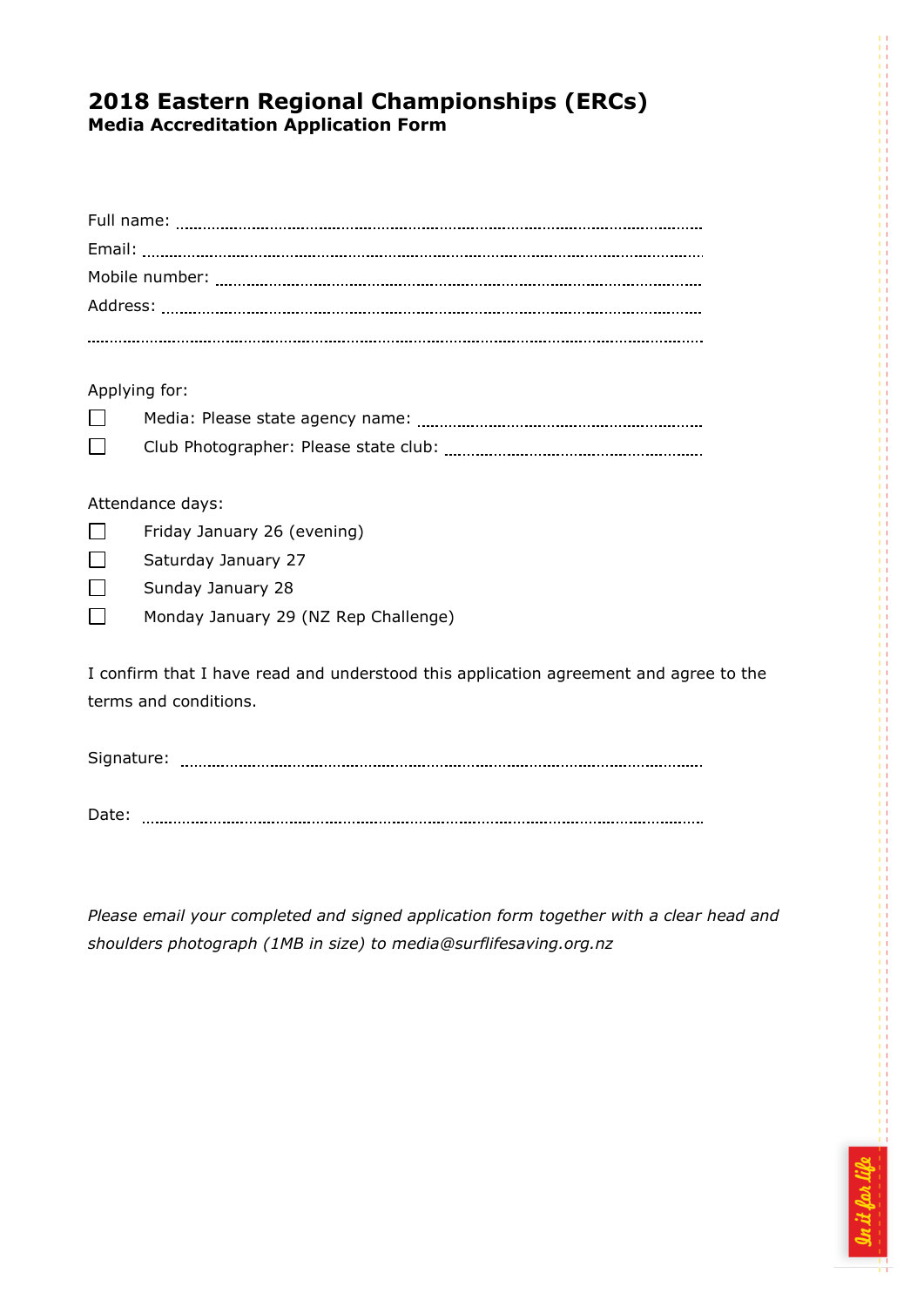# 2018 Eastern Regional Championships (ERCs)

**Media Accreditation Application Form**

Full name: ..........................................................................

Email: ..........................................................................

Mobile number: ..........................................................................

Address: ..........................................................................

..........................................................................

Applying for:

- ☐ Media: Please state agency name: ..........................................
- ☐ Club Photographer: Please state club: ..........................................

Attendance days:

- ☐ Friday January 26 (evening)
- ☐ Saturday January 27
- ☐ Sunday January 28
- ☐ Monday January 29 (NZ Rep Challenge)

I confirm that I have read and understood this application agreement and agree to the terms and conditions.

Signature: ..........................................................................

Date: ..........................................................................

*Please email your completed and signed application form together with a clear head and shoulders photograph (1MB in size) to media@surflifesaving.org.nz*

In it for life